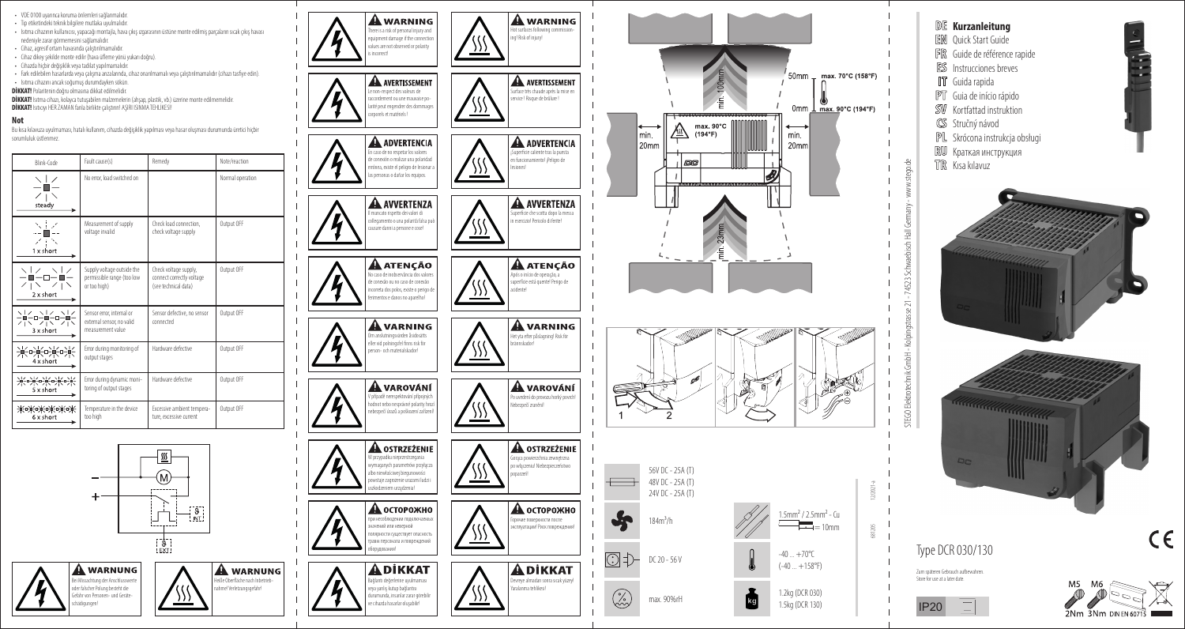- VDE 0100 uyarınca koruma önlemleri sağlanmalıdır.
- Tip etiketindeki teknik bilgilere mutlaka uyulmalıdır.
- Isıtma cihazının kullanıcısı, yapacağı montajla, hava çıkış uzarısının üstüne monte edilmiş parçaların sıcak çıkış havası nedeniyle zarar görmemesini sağlamalıdır.
- Cihaz, agresif ortam havasında çalıştırılmamalıdır.
- Cihaz dikey şekilde monte edilir (hava üfleme yönü yukarı doğru).
- Cihazda hiçbir değişiklik veya tadilat yapılmamalıdır.
- Fark edilebilen hasarlarda veya çalışma arızalarında, cihaz onarılmamalı veya çalıştırılmamalıdır (cihazı tasfiye edin).
- Isıtma cihazını ancak soğumuş durumdayken sökün.

**DİKKAT!** Polaritenin doğru olmasına dikkat edilmelidir.
**DİKKAT!** Isıtma cihazı, kolayca tutuşabilen malzemelerin (ahşap, plastik, vb.) üzerine monte edilmemelidir.
**DİKKAT!** Isıtıcıyı HER ZAMAN fanla birlikte çalıştırın! AŞIRI ISINMA TEHLİKESİ!

## Not

Bu kısa kılavuza uyulmaması, hatalı kullanım, cihazda değişiklik yapılması veya hasar oluşması durumunda üretici hiçbir sorumluluk üstlenmez.

| Blink-Code | Fault cause(s) | Remedy | Note/reaction |
|---|---|---|---|
| steady | No error, load switched on | | Normal operation |
| 1 x short | Measurement of supply voltage invalid | Check load connection, check voltage supply | Output OFF |
| 2 x short | Supply voltage outside the permissible range (too low or too high) | Check voltage supply, connect correctly voltage (see technical data) | Output OFF |
| 3 x short | Sensor error, internal or external sensor, no valid measurement value | Sensor defective, no sensor connected | Output OFF |
| 4 x short | Error during monitoring of output stages | Hardware defective | Output OFF |
| 5 x short | Error during dynamic monitoring of output stages | Hardware defective | Output OFF |
| 6 x short | Temperature in the device too high | Excessive ambient temperature, excessive current | Output OFF |

**WARNUNG**
Bei Missachtung der Anschlusswerte oder falscher Polung besteht die Gefahr von Personen- und Geräteschädigungen!

**WARNUNG**
Heiße Oberfläche nach Inbetriebnahme! Verletzungsgefahr!

**WARNING**
There is a risk of personal injury and equipment damage if the connection values are not observed or polarity is incorrect!

**WARNING**
Hot surfaces following commissioning! Risk of injury!

**AVERTISSEMENT**
Le non-respect des valeurs de raccordement ou une mauvaise polarité peut engendrer des dommages corporels et matériels !

**AVERTISSEMENT**
Surface très chaude après la mise en service ! Risque de brûlure !

**ADVERTENCIA**
En caso de no respetar los valores de conexión o realizar una polaridad errónea, existe el peligro de lesionar a las personas o dañar los equipos.

**ADVERTENCIA**
¡Superficie caliente tras la puesta en funcionamiento! ¡Peligro de lesiones!

**AVVERTENZA**
Il mancato rispetto dei valori di collegamento o una polarità errata può causare danni a persone e cose!

**AVVERTENZA**
Superficie che scotta dopo la messa in esercizio! Pericolo di ferite!

**ATENÇÃO**
No caso de inobservância dos valores de conexão ou no caso de conexão incorreta dos polos, existe o perigo de ferimentos e danos no aparelho!

**ATENÇÃO**
Após o início de operação, a superfície está quente! Perigo de acidente!

**VARNING**
Om anslutningsvärden åsidosätts eller vid polningsfel finns risk för person- och materialskador!

**VARNING**
Het yta efter påslagning! Risk för brännskador!

**VAROVÁNÍ**
V případě nerespektování připojných hodnot nebo nesprávné polarity hrozí nebezpečí úrazů a poškození zařízení!

**VAROVÁNÍ**
Po uvedení do provozu horký povrch! Nebezpečí zranění!

**OSTRZEŻENIE**
W przypadku nieprzestrzegania wymaganych parametrów przyłącza albo niewłaściwej biegunowości powstaje zagrożenie urazami ludzi i uszkodzeniem urządzenia!

**OSTRZEŻENIE**
Gorąca powierzchnia zewnętrzna po włączeniu! Niebezpieczeństwo poparzeń!

**ОСТОРОЖНО**
при несоблюдении подключаемых значений или неверной полярности существует опасность травм персонала и повреждений оборудования!

**ОСТОРОЖНО**
Горячие поверхности после эксплуатации! Риск повреждения!

**DİKKAT**
Bağlantı değerlerine uyulmaması veya yanlış kutup bağlantısı durumunda, insanlar zarar görebilir ve cihazda hasarlar oluşabilir!

**DİKKAT**
Devreye alınadan sonra sıcak yüzey! Yaralanma tehlikesi!

min. 100mm; 50mm max. 70°C (158°F); 0mm max. 90°C (194°F); max. 90°C (194°F); min. 20mm; min. 20mm; min. 20mm

56V DC - 25A (T)
48V DC - 25A (T)
24V DC - 25A (T)

184m³/h

DC 20 - 56 V

max. 90%rH

1.5mm² / 2.5mm² - Cu
= 10mm

-40 ... +70°C
(-40 ... +158°F)

1.2kg (DCR 030)
1.5kg (DCR 130)

STEGO Elektrotechnik GmbH - Kolpingstrasse 21 - 74523 Schwäbisch Hall Germany - www.stego.de

- **DE** Kurzanleitung
- **EN** Quick Start Guide
- **FR** Guide de référence rapide
- **ES** Instrucciones breves
- **IT** Guida rapida
- **PT** Guia de início rápido
- **SV** Kortfattad instruktion
- **CS** Stručný návod
- **PL** Skrócona instrukcja obsługi
- **RU** Краткая инструкция
- **TR** Kısa kılavuz

# Type DCR 030/130

Zum späteren Gebrauch aufbewahren.
Store for use at a later date.

IP20

M5 2Nm M6 3Nm DIN EN 60715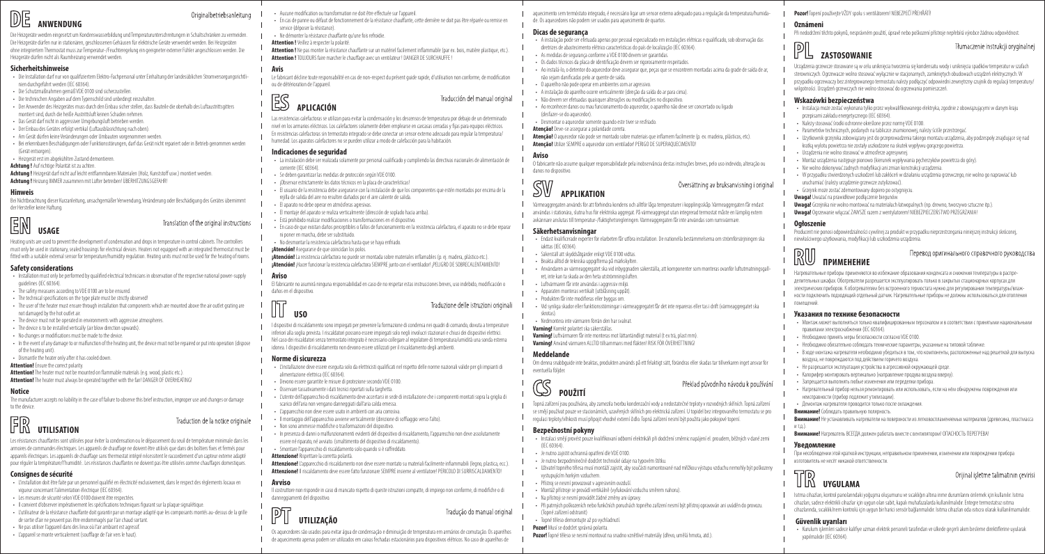# DE ANWENDUNG

Originalbetriebsanleitung

Die Heizgeräte werden eingesetzt um Kondenswasserbildung und Temperaturunterschreitungen in Schaltschränken zu vermeiden. Die Heizgeräte dürfen nur in stationären, geschlossenen Gehäusen für elektrische Geräte verwendet werden. Bei Heizgeräten ohne integriertem Thermostat muss zur Temperatur-/Feuchteregelung ein geeigneter externer Fühler angeschlossen werden. Die Heizgeräte dürfen nicht als Raumheizung verwendet werden.

## Sicherheitshinweise

- Die Installation darf nur von qualifiziertem Elektro-Fachpersonal unter Einhaltung der landesüblichen Stromversorgungsrichtlinien durchgeführt werden (IEC 60364).
- Die Schutzmaßnahmen gemäß VDE 0100 sind sicherzustellen.
- Die technischen Angaben auf dem Typenschild sind unbedingt einzuhalten.
- Der Anwender des Heizgerätes muss durch den Einbau sicher stellen, dass Bauteile die oberhalb des Luftaustrittsgitters montiert sind, durch die heiße Austrittsluft keinen Schaden nehmen.
- Das Gerät darf nicht in aggressiver Umgebungsluft betrieben werden.
- Der Einbau des Gerätes erfolgt vertikal (Luftausblasrichtung nach oben).
- Am Gerät dürfen keine Veränderungen oder Umbauten vorgenommen werden.
- Bei erkennbaren Beschädigungen oder Funktionsstörungen, darf das Gerät nicht repariert oder in Betrieb genommen werden (Gerät entsorgen).
- Heizgerät erst im abgekühlten Zustand demontieren.

**Achtung !** Auf richtige Polarität ist zu achten.
**Achtung !** Heizgerät darf nicht auf leicht entflammbaren Materialien (Holz, Kunststoff usw.) montiert werden.
**Achtung !** Heizung IMMER zusammen mit Lüfter betreiben! ÜBERHITZUNGSGEFAHR!

## Hinweis

Bei Nichtbeachtung dieser Kurzanleitung, unsachgemäßer Verwendung, Veränderung oder Beschädigung des Gerätes übernimmt der Hersteller keine Haftung.

# EN USAGE

Translation of the original instructions

Heating units are used to prevent the development of condensation and drops in temperature in control cabinets. The controllers must only be used in stationary, sealed housings for electrical devices. Heaters not equipped with an integrated thermostat must be fitted with a suitable external sensor for temperature/humidity regulation. Heating units must not be used for the heating of rooms.

## Safety considerations

- Installation must only be performed by qualified electrical technicians in observation of the respective national power-supply guidelines (IEC 60364).
- The safety measures according to VDE 0100 are to be ensured.
- The technical specifications on the type plate must be strictly observed!
- The user of the heater must ensure through installation that components which are mounted above the air outlet grating are not damaged by the hot outlet air.
- The device must not be operated in environments with aggressive atmospheres.
- The device is to be installed vertically (air blow direction upwards).
- No changes or modifications must be made to the device.
- In the event of any damage to or malfunction of the heating unit, the device must not be repaired or put into operation (dispose of the heating unit).
- Dismantle the heater only after it has cooled down.

**Attention!** Ensure the correct polarity.
**Attention!** The heater must not be mounted on flammable materials (e.g. wood, plastic etc.).
**Attention!** The heater must always be operated together with the fan! DANGER OF OVERHEATING!

## Notice

The manufacturer accepts no liability in the case of failure to observe this brief instruction, improper use and changes or damage to the device.

# FR UTILISATION

Traduction de la notice originale

Les résistances chauffantes sont utilisées pour éviter la condensation ou le dépassement du seuil de température minimale dans les armoires de commandes électriques. Les appareils de chauffage ne doivent être utilisés que dans des boîtiers fixes et fermés pour appareils électriques. Les appareils de chauffage sans thermostat intégré nécessitent le raccordement d'un capteur externe adapté pour réguler la température/l'humidité.. Les résistances chauffantes ne doivent pas être utilisées comme chauffages domestiques.

## Consignes de sécurité

- L'installation doit être faite par un personnel qualifié en électricité exclusivement, dans le respect des règlements locaux en vigueur concernant l'alimentation électrique (IEC 60364).
- Les mesures de sécurité selon VDE 0100 doivent être respectées.
- Il convient d'observer impérativement les spécifications techniques figurant sur la plaque signalétique.
- L'utilisateur de la résistance chauffante doit garantir par un montage adapté que les composants montés au-dessus de la grille de sortie d'air ne peuvent pas être endommagés par l'air chaud sortant.
- Ne pas utiliser l'appareil dans des lieux où l'air ambiant est agressif.
- L'appareil se monte verticalement (soufflage de l'air vers le haut).
- Aucune modification ou transformation ne doit être effectuée sur l'appareil.
- En cas de panne ou défaut de fonctionnement de la résistance chauffante, cette dernière ne doit pas être réparée ou remise en service (déposer la résistance).
- Ne démonter la résistance chauffante qu'une fois refroidie.

**Attention !** Veillez à respecter la polarité.
**Attention !** Ne pas monter la résistance chauffante sur un matériel facilement inflammable (par ex. bois, matière plastique, etc.).
**Attention !** TOUJOURS faire marcher le chauffage avec un ventilateur ! DANGER DE SURCHAUFFE !

## Avis

Le fabricant décline toute responsabilité en cas de non-respect du présent guide rapide, d'utilisation non conforme, de modification ou de détérioration de l'appareil.

# ES APLICACIÓN

Traducción del manual original

Las resistencias calefactoras se utilizan para evitar la condensación y los descensos de temperatura por debajo de un determinado nivel en los armarios eléctricos. Los calefactores solamente deben emplearse en carcasas cerradas y fijas para equipos eléctricos. En resistencias calefactoras sin termostato integrado se debe conectar un sensor externo adecuado para regular la temperatura/humedad. Los aparatos calefactores no se pueden utilizar a modo de calefacción para la habitación.

## Indicaciones de seguridad

- La instalación debe ser realizada solamente por personal cualificado y cumpliendo las directivas nacionales de alimentación de corriente (IEC 60364).
- Se deben garantizar las medidas de protección según VDE 0100.
- ¡Observar estrictamente los datos técnicos en la placa de características!
- El usuario de la resistencia debe asegurarse con la instalación de que los componentes que estén montados por encima de la rejilla de salida del aire no resulten dañados por el aire caliente de salida.
- El aparato no debe operar en atmósferas agresivas.
- El montaje del aparato se realiza verticalmente (dirección de soplado hacia arriba).
- Está prohibido realizar modificaciones o transformaciones en el dispositivo.
- En caso de que existan daños perceptibles o fallos de funcionamiento en la resistencia calefactora, el aparato no se debe reparar ni poner en marcha, debe ser sustituido.
- No desmontar la resistencia calefactora hasta que se haya enfriado.

**¡Atención!** Asegurarse de que coincidan los polos.
**¡Atención!** La resistencia calefactora no puede ser montada sobre materiales inflamables (p. ej. madera, plástico etc.).
**¡Atención!** ¡Hacer funcionar la resistencia calefactora SIEMPRE junto con el ventilador! ¡PELIGRO DE SOBRECALENTAMIENTO!

## Aviso

El fabricante no asumirá ninguna responsabilidad en caso de no respetar estas instrucciones breves, uso indebido, modificación o daños en el dispositivo.

# IT USO

Traduzione delle istruzioni originali

I dispositivi di riscaldamento sono impiegati per prevenire la formazione di condensa nei quadri di comando, dovuta a temperature inferiori alla soglia prevista. I riscaldatori possono essere impiegati solo negli involucri stazionari e chiusi dei dispositivi elettrici. Nel caso dei riscaldatori senza termostato integrato è necessario collegare al regolatore di temperatura/umidità una sonda esterna idonea. I dispositivi di riscaldamento non devono essere utilizzati per il riscaldamento degli ambienti.

## Norme di sicurezza

- L'installazione deve essere eseguita solo da elettricisti qualificati nel rispetto delle norme nazionali valide per gli impianti di alimentazione elettrica (IEC 60364).
- Devono essere garantite le misure di protezione secondo VDE 0100.
- Osservare tassativamente i dati tecnici riportati sulla targhetta.
- L'utente dell'apparecchio di riscaldamento deve accertarsi in sede di installazione che i componenti montati sopra la griglia di scarico dell'aria non vengano danneggiati dall'aria calda emessa.
- L'apparecchio non deve essere usato in ambienti con aria corrosiva.
- Il montaggio dell'apparecchio avviene verticalmente (direzione di soffiaggio verso l'alto).
- Non sono ammesse modifiche o trasformazioni del dispositivo.
- In presenza di danni o malfunzionamenti evidenti del dispositivo di riscaldamento, l'apparecchio non deve assolutamente essere né riparato, né avviato. (smaltimento del dispositivo di riscaldamento).
- Smontare l'apparecchio di riscaldamento solo quando si è raffreddato.

**Attenzione!** Rispettare la corretta polarità.
**Attenzione!** L'apparecchio di riscaldamento non deve essere montato su materiali facilmente infiammabili (legno, plastica, ecc.).
**Attenzione!** Il riscaldamento deve essere fatto funzionare SEMPRE insieme al ventilatore! PERICOLO DI SURRISCALDAMENTO!

## Avviso

Il costruttore non risponde in caso di mancato rispetto di queste istruzioni compatte, di impiego non conforme, di modifiche o di danneggiamenti del dispositivo.

# PT UTILIZAÇÃO

Tradução do manual original

Os aquecedores são usados para evitar água de condensação e diminuição de temperatura em armários de comutação. Os aparelhos de aquecimento apenas podem ser utilizados em caixas fechadas estacionárias para dispositivos elétricos. No caso de aparelhos de aquecimento sem termóstato integrado, é necessário ligar um sensor externo adequado para a regulação da temperatura/humidade. Os aquecedores não podem ser usados para aquecimento de quartos.

## Dicas de segurança

- A instalação pode ser efetuada apenas por pessoal especializado em instalações elétricas e qualificado, sob observação das diretrizes de abastecimento elétrico características do país de localização (IEC 60364).
- As medidas de segurança conforme a VDE 0100 devem ser garantidas.
- Os dados técnicos da placa de identificação devem ser rigorosamente respeitados.
- Ao instalá-lo, o detentor do aquecedor deve assegurar que, peças que se encontrem montadas acima da grade de saída de ar, não sejam danificadas pelo ar quente de saída.
- O aparelho não pode operar em ambientes com ar agressivo.
- A instalação do aparelho ocorre verticalmente (direção da saída do ar para cima).
- Não devem ser efetuadas quaisquer alterações ou modificações no dispositivo.
- Ao reconhecer danos ou mau funcionamento do aquecedor, o aparelho não deve ser concertado ou ligado (desfazer-se do aquecedor).
- Desmontar o aquecedor somente quando este tiver se resfriado.

**Atenção!** Deve-se assegurar a polaridade correta.
**Atenção!** O aquecedor não pode ser montado sobre materiais que inflamem facilmente (p. ex. madeira, plásticos, etc).
**Atenção!** Utilize SEMPRE o aquecedor com ventilador! PERIGO DE SUPERAQUECIMENTO!

## Aviso

O fabricante não assume qualquer responsabilidade pela inobservância destas instruções breves, pelo uso indevido, alteração ou danos no dispositivo.

# SV APPLIKATION

Översättning av bruksanvisning i original

Värmeaggregaten används för att förhindra kondens och alltför låga temperaturer i kopplingsskåp. Värmeaggregaten får endast användas i stationära, slutna hus för elektriska aggregat. På värmeaggregat utan integrerad termostat måste en lämplig extern avkännare anslutas till temperatur-/fuktighetsregleringen. Värmeaggregaten får inte användas som rumsvärmare.

## Säkerhetsanvisningar

- Endast kvalificerade experter får elarbeten får utföra installation. De nationella bestämmelserna om strömförsörjningen ska iakttas (IEC 60364).
- Säkerställ att skyddsåtgärder enligt VDE 0100 vidtas.
- Beakta alltid de tekniska uppgifterna på märkskylten.
- Användaren av värmeaggregatet ska vid inbyggnaden säkerställa, att komponenter som monteras ovanför luftutmatningsgallret, inte kan ta skada av den heta utströmningsluften.
- Luftvärmaren får inte användas i aggressiv miljö.
- Apparaten monteras vertikalt (utblåsning uppåt).
- Produkten får inte modifieras eller byggas om.
- Vid synliga skador eller funktionsstörningar i värmeaggregatet får det inte repareras eller tas i drift (värmeaggregatet ska skrotas).
- Nedmontera inte värmaren förrän den har svalnat.

**Varning!** Korrekt polaritet ska säkerställas.
**Varning!** Luftvärmaren får inte monteras mot lättantändligt material (t ex trä, plast mm).
**Varning!** Använd värmaren ALLTID tillsammans med fläkten! RISK FÖR ÖVERHETTNING!

## Meddelande

Om denna snabbguide inte beaktas, produkten används på ett felaktigt sätt, förändras eller skadas tar tillverkaren inget ansvar för eventuella följder.

# CS POUŽITÍ

Překlad původního návodu k používání

Topná zařízení jsou používána, aby zamezila tvorbu kondenzační vody a nedostatečné teploty v rozvodných skříních. Topná zařízení se smějí používat pouze ve stacionárních, uzavřených skříních pro elektrická zařízení. U topidel bez integrovaného termostatu se pro regulaci teploty/vlhkosti musí připojit vhodné externí čidlo. Topná zařízení nesmí být použita jako pokojové topení.

## Bezpečnostní pokyny

- Instalaci směji provést pouze kvalifikovaní odborní elektrikáři při dodržení směrnic napájení el. proudem, běžných v dané zemi (IEC 60364).
- Je nutno zajistit ochranná opatření dle VDE 0100.
- Je nutno bezpodmínečně dodržet technické údaje na typovém štítku.
- Uživatel topného tělesa musí montáží zajistit, aby součásti namontované nad mřížkou výstupu vzduchu nemohly být poškozeny vystupujícím horkým vzduchem.
- Přístroj se nesmí provozovat v agresivním ovzduší.
- Montáž přístroje se provádí vertikálně (vyfukování vzduchu směrem nahoru).
- Na přístroji se nesmí provádět žádné změny ani úpravy.
- Při patrných poškozeních nebo funkčních poruchách topného zařízení nesmí být přístroj opravován ani uváděn do provozu. (Topné zařízení odstranit)
- Topné těleso demontujte až po vychladnutí.

**Pozor!** Musí se dodržet správná polarita.
**Pozor!** Topné těleso se nesmí montovat na snadno vznětlivé materiály (dřevo, umělá hmota, atd.).
**Pozor!** Topeni používejte VŽDY spolu s ventilátorem! NEBEZPEČÍ PŘEHŘÁTÍ!

## Oznámení

Při nedodržení těchto pokynů, nesprávném použití, úpravě nebo poškození přístroje nepřebírá výrobce žádnou odpovědnost.

# PL ZASTOSOWANIE

Tłumaczenie instrukcji oryginalnej

Urządzenia grzewcze stosowane są w celu uniknięcia tworzenia się kondensatu wody i uniknięcia spadków temperatur w szafach sterowniczych. Ogrzewacze wolno stosować wyłącznie w stacjonarnych, zamkniętych obudowach urządzeń elektrycznych. W przypadku ogrzewaczy bez zintegrowanego termostatu należy podłączyć odpowiedni zewnętrzny czujnik do regulacji temperatury/wilgotności. Urządzeń grzewczych nie wolno stosować do ogrzewania pomieszczeń.

## Wskazówki bezpieczeństwa

- Instalacja może zostać wykonana tylko przez wykwalifikowanego elektryka, zgodnie z obowiązującymi w danym kraju przepisami zakładu energetycznego (IEC 60364).
- Należy stosować środki ochronne określone przez normę VDE 0100.
- Parametrów technicznych, podanych na tabliczce znamionowej, należy ściśle przestrzegać.
- Użytkownik grzejnika zobowiązany jest do przeprowadzenia takiego montażu urządzenia, aby podzespoły znajdujące się nad kratką wylotu powietrza nie zostały uszkodzone na skutek wypływu gorącego powietrza.
- Urządzenia nie wolno stosować w atmosferze agresywnej.
- Montaż urządzenia następuje pionowo (kierunek wypływania pęcherzyków powietrza do góry).
- Nie wolno dokonywać żadnych modyfikacji ani zmian konstrukcji urządzenia.
- W przypadku stwierdzonych uszkodzeń lub zakłóceń w działaniu urządzenia grzewczego, nie wolno go naprawiać lub uruchamiać (należy urządzenie grzewcze zutylizować).
- Grzejnik może zostać zdemontowany dopiero po ostygnięciu.

**Uwaga!** Uważać na prawidłowe podłączenie biegunów.
**Uwaga!** Grzejnika nie wolno montować na materiałach łatwopalnych (np. drewno, tworzywo sztuczne itp.).
**Uwaga!** Ogrzewanie włączać ZAWSZE razem z wentylatorem! NIEBEZPIECZEŃSTWO PRZEGRZANIA!

## Ogłoszenie

Producent nie ponosi odpowiedzialności cywilnej za produkt w przypadku nieprzestrzegania niniejszej instrukcji skróconej, niewłaściwego użytkowania, modyfikacji lub uszkodzenia urządzenia.

# RU ПРИМЕНЕНИЕ

Перевод оригинального справочного руководства

Нагревательные приборы применяются во избежание образования конденсата и снижения температуры в распределительных шкафах. Обогреватели разрешается эксплуатировать только в закрытых стационарных корпусах для электрических приборов. К обогревателям без встроенного термостата нужно для регулирования температуры/влажности подключать подходящий отдельный датчик. Нагревательные приборы не должны использоваться для отопления помещений.

## Указания по технике безопасности

- Монтаж может выполняться только квалифицированным персоналом и в соответствии с принятыми национальными правилами электроснабжения (IEC 60364).
- Необходимо принять меры безопасности согласно VDE 0100.
- Необходимо обязательно соблюдать технические параметры, указанные на типовой табличке.
- В ходе монтажа нагревателя необходимо убедиться в том, что компоненты, расположенные над решеткой для выпуска воздуха, не повреждаются под действием горячего воздуха.
- Не разрешается эксплуатация устройства в агрессивной окружающей среде.
- Калорифер монтировать вертикально (направление продува воздуха вверх).
- Запрещается выполнять любые изменения или переделки прибора.
- Нагревательный прибор нельзя ремонтировать или использовать, если на нём обнаружены повреждения или неисправности (прибор подлежит утилизации).
- Демонтаж нагревателя проводится только после охлаждения.

**Внимание!** Соблюдать правильную полярность.
**Внимание!** Не устанавливать нагреватели на поверхности из легковоспламеняемых материалов (древесина, пластмасса и т.д.).
**Внимание!** Нагреватель ВСЕГДА должен работать вместе с вентилятором! ОПАСНОСТЬ ПЕРЕГРЕВА!

## Уведомление

При несоблюдении этой краткой инструкции, неправильном применении, изменении или повреждении прибора изготовитель не несёт никакой ответственности.

# TR UYGULAMA

Orijinal işletme talimatının çevirisi

Isıtma cihazları, kontrol panolarındaki yoğuşma oluşumunu ve sıcaklığın altına inme durumlarını önlemek için kullanılır. Isıtma cihazları, sadece elektrikli cihazlar için uygun olan sabit, kapalı muhafazalarda kullanılmalıdır. Entegre termostatsız ısıtma cihazlarında, sıcaklık/nem kontrolü için uygun bir harici sensör bağlanmalıdır. Isıtma cihazları oda ısıtıcısı olarak kullanılmamalıdır.

## Güvenlik uyarıları

- Kurulum işlemleri sadece kalifiye uzman elektrik personeli tarafından ve ülkede geçerli akım besleme direktiflerine uyularak yapılmalıdır (IEC 60364).